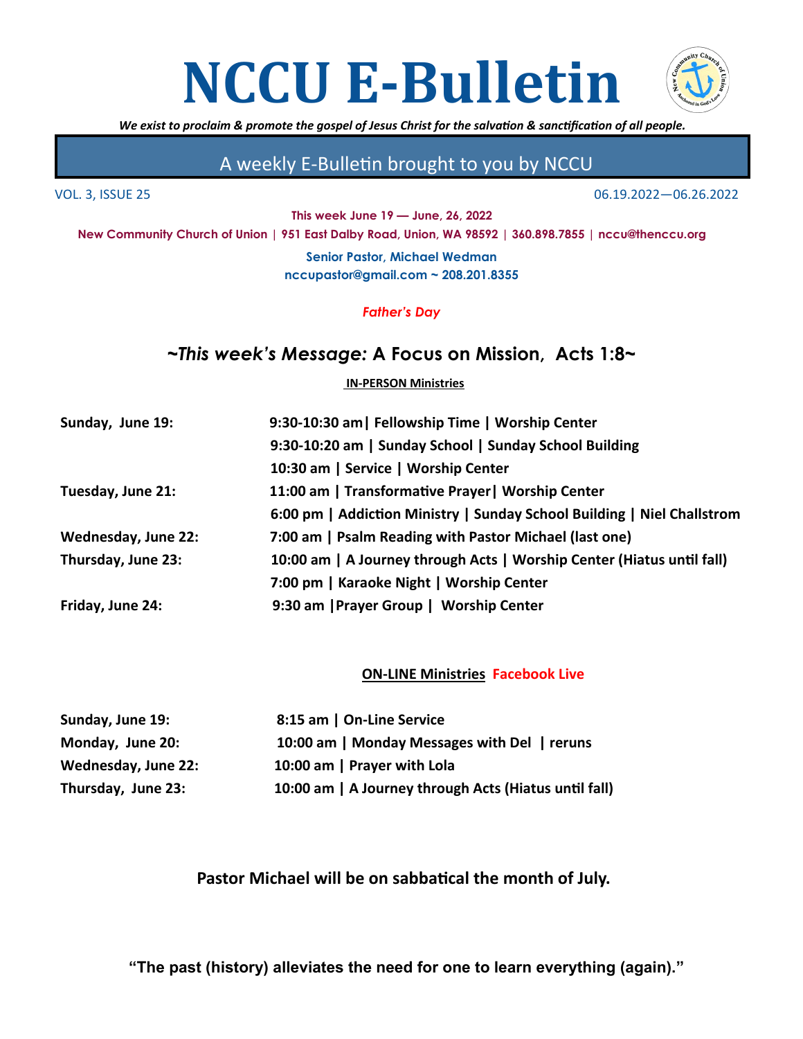# NCCU E-Bulletin

*We exist to proclaim & promote the gospel of Jesus Christ for the salvation & sanctification of all people.*

## A weekly E-Bulletin brought to you by NCCU

VOL. 3, ISSUE 25 — 06.19.2022—06.26.2022

**This week June 19 — June, 26, 2022**

**New Community Church of Union | 951 East Dalby Road, Union, WA 98592 | 360.898.7855 | nccu@thenccu.org**

**Senior Pastor, Michael Wedman**
**nccupastor@gmail.com ~ 208.201.8355**

***Father's Day***

## *~This week's Message:* A Focus on Mission, Acts 1:8~

**IN-PERSON Ministries**

| | |
|---|---|
| **Sunday, June 19:** | **9:30-10:30 am\| Fellowship Time \| Worship Center** |
| | **9:30-10:20 am \| Sunday School \| Sunday School Building** |
| | **10:30 am \| Service \| Worship Center** |
| **Tuesday, June 21:** | **11:00 am \| Transformative Prayer\| Worship Center** |
| | **6:00 pm \| Addiction Ministry \| Sunday School Building \| Niel Challstrom** |
| **Wednesday, June 22:** | **7:00 am \| Psalm Reading with Pastor Michael (last one)** |
| **Thursday, June 23:** | **10:00 am \| A Journey through Acts \| Worship Center (Hiatus until fall)** |
| | **7:00 pm \| Karaoke Night \| Worship Center** |
| **Friday, June 24:** | **9:30 am \|Prayer Group \| Worship Center** |

**ON-LINE Ministries Facebook Live**

| | |
|---|---|
| **Sunday, June 19:** | **8:15 am \| On-Line Service** |
| **Monday, June 20:** | **10:00 am \| Monday Messages with Del \| reruns** |
| **Wednesday, June 22:** | **10:00 am \| Prayer with Lola** |
| **Thursday, June 23:** | **10:00 am \| A Journey through Acts (Hiatus until fall)** |

**Pastor Michael will be on sabbatical the month of July.**

**"The past (history) alleviates the need for one to learn everything (again)."**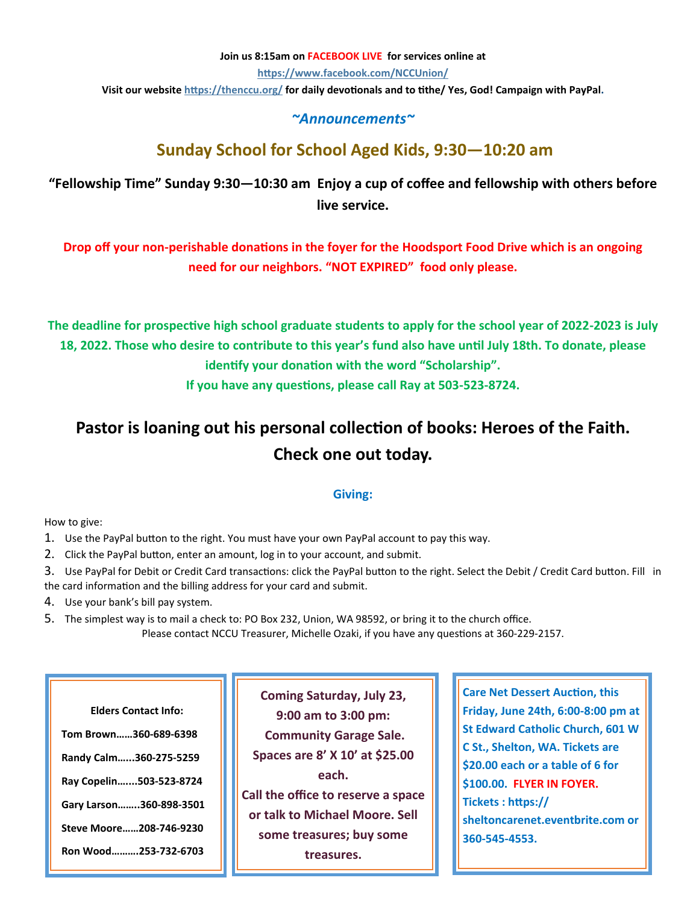**Join us 8:15am on FACEBOOK LIVE for services online at**

**https://www.facebook.com/NCCUnion/**

**Visit our website https://thenccu.org/ for daily devotionals and to tithe/ Yes, God! Campaign with PayPal.**

## *~Announcements~*

## Sunday School for School Aged Kids, 9:30—10:20 am

**"Fellowship Time" Sunday 9:30—10:30 am Enjoy a cup of coffee and fellowship with others before live service.**

**Drop off your non-perishable donations in the foyer for the Hoodsport Food Drive which is an ongoing need for our neighbors. "NOT EXPIRED" food only please.**

**The deadline for prospective high school graduate students to apply for the school year of 2022-2023 is July 18, 2022. Those who desire to contribute to this year's fund also have until July 18th. To donate, please identify your donation with the word "Scholarship".**
**If you have any questions, please call Ray at 503-523-8724.**

## Pastor is loaning out his personal collection of books: Heroes of the Faith. Check one out today.

### Giving:

How to give:

1. Use the PayPal button to the right. You must have your own PayPal account to pay this way.
2. Click the PayPal button, enter an amount, log in to your account, and submit.
3. Use PayPal for Debit or Credit Card transactions: click the PayPal button to the right. Select the Debit / Credit Card button. Fill in the card information and the billing address for your card and submit.
4. Use your bank's bill pay system.
5. The simplest way is to mail a check to: PO Box 232, Union, WA 98592, or bring it to the church office.

Please contact NCCU Treasurer, Michelle Ozaki, if you have any questions at 360-229-2157.

**Elders Contact Info:**

**Tom Brown……360-689-6398**

**Randy Calm…...360-275-5259**

**Ray Copelin…....503-523-8724**

**Gary Larson……..360-898-3501**

**Steve Moore……208-746-9230**

**Ron Wood……….253-732-6703**

**Coming Saturday, July 23, 9:00 am to 3:00 pm: Community Garage Sale. Spaces are 8' X 10' at $25.00 each.**
**Call the office to reserve a space or talk to Michael Moore. Sell some treasures; buy some treasures.**

**Care Net Dessert Auction, this Friday, June 24th, 6:00-8:00 pm at St Edward Catholic Church, 601 W C St., Shelton, WA. Tickets are $20.00 each or a table of 6 for $100.00. FLYER IN FOYER. Tickets : https://sheltoncarenet.eventbrite.com or 360-545-4553.**